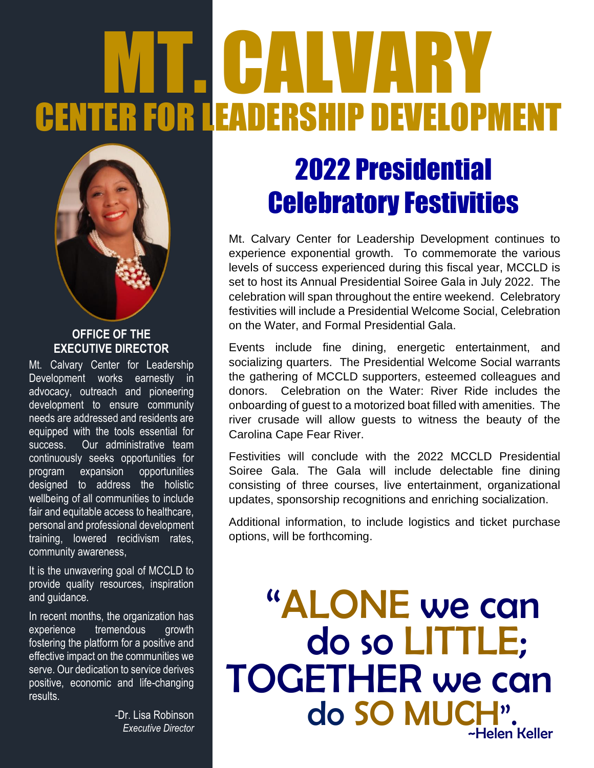# MT. CALVARY

## CENTER FOR LEADERSHIP DEVELOPMENT

### OFFICE OF THE EXECUTIVE DIRECTOR

Mt. Calvary Center for Leadership Development works earnestly in advocacy, outreach and pioneering development to ensure community needs are addressed and residents are equipped with the tools essential for success. Our administrative team continuously seeks opportunities for program expansion opportunities designed to address the holistic wellbeing of all communities to include fair and equitable access to healthcare, personal and professional development training, lowered recidivism rates, community awareness,

It is the unwavering goal of MCCLD to provide quality resources, inspiration and guidance.

In recent months, the organization has experience tremendous growth fostering the platform for a positive and effective impact on the communities we serve. Our dedication to service derives positive, economic and life-changing results.

-Dr. Lisa Robinson
*Executive Director*

## 2022 Presidential Celebratory Festivities

Mt. Calvary Center for Leadership Development continues to experience exponential growth. To commemorate the various levels of success experienced during this fiscal year, MCCLD is set to host its Annual Presidential Soiree Gala in July 2022. The celebration will span throughout the entire weekend. Celebratory festivities will include a Presidential Welcome Social, Celebration on the Water, and Formal Presidential Gala.

Events include fine dining, energetic entertainment, and socializing quarters. The Presidential Welcome Social warrants the gathering of MCCLD supporters, esteemed colleagues and donors. Celebration on the Water: River Ride includes the onboarding of guest to a motorized boat filled with amenities. The river crusade will allow guests to witness the beauty of the Carolina Cape Fear River.

Festivities will conclude with the 2022 MCCLD Presidential Soiree Gala. The Gala will include delectable fine dining consisting of three courses, live entertainment, organizational updates, sponsorship recognitions and enriching socialization.

Additional information, to include logistics and ticket purchase options, will be forthcoming.

> "ALONE we can do so LITTLE; TOGETHER we can do SO MUCH".
> ~Helen Keller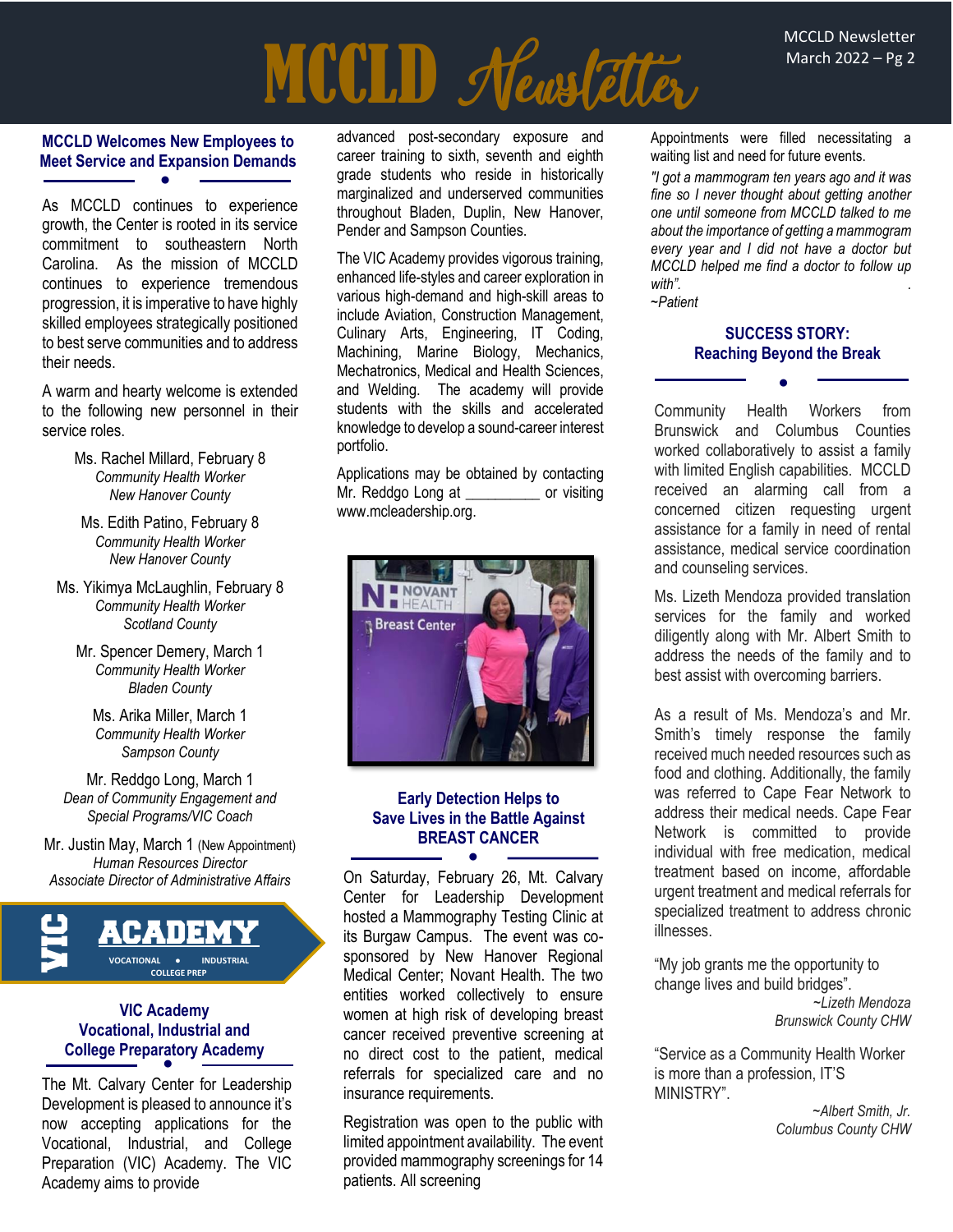## MCCLD Welcomes New Employees to Meet Service and Expansion Demands

As MCCLD continues to experience growth, the Center is rooted in its service commitment to southeastern North Carolina. As the mission of MCCLD continues to experience tremendous progression, it is imperative to have highly skilled employees strategically positioned to best serve communities and to address their needs.

A warm and hearty welcome is extended to the following new personnel in their service roles.

Ms. Rachel Millard, February 8
*Community Health Worker*
*New Hanover County*

Ms. Edith Patino, February 8
*Community Health Worker*
*New Hanover County*

Ms. Yikimya McLaughlin, February 8
*Community Health Worker*
*Scotland County*

Mr. Spencer Demery, March 1
*Community Health Worker*
*Bladen County*

Ms. Arika Miller, March 1
*Community Health Worker*
*Sampson County*

Mr. Reddgo Long, March 1
*Dean of Community Engagement and Special Programs/VIC Coach*

Mr. Justin May, March 1 (New Appointment)
*Human Resources Director*
*Associate Director of Administrative Affairs*

VIC ACADEMY
VOCATIONAL • INDUSTRIAL
COLLEGE PREP

## VIC Academy Vocational, Industrial and College Preparatory Academy

The Mt. Calvary Center for Leadership Development is pleased to announce it's now accepting applications for the Vocational, Industrial, and College Preparation (VIC) Academy. The VIC Academy aims to provide advanced post-secondary exposure and career training to sixth, seventh and eighth grade students who reside in historically marginalized and underserved communities throughout Bladen, Duplin, New Hanover, Pender and Sampson Counties.

The VIC Academy provides vigorous training, enhanced life-styles and career exploration in various high-demand and high-skill areas to include Aviation, Construction Management, Culinary Arts, Engineering, IT Coding, Machining, Marine Biology, Mechanics, Mechatronics, Medical and Health Sciences, and Welding. The academy will provide students with the skills and accelerated knowledge to develop a sound-career interest portfolio.

Applications may be obtained by contacting Mr. Reddgo Long at __________ or visiting www.mcleadership.org.

## Early Detection Helps to Save Lives in the Battle Against BREAST CANCER

On Saturday, February 26, Mt. Calvary Center for Leadership Development hosted a Mammography Testing Clinic at its Burgaw Campus. The event was co-sponsored by New Hanover Regional Medical Center; Novant Health. The two entities worked collectively to ensure women at high risk of developing breast cancer received preventive screening at no direct cost to the patient, medical referrals for specialized care and no insurance requirements.

Registration was open to the public with limited appointment availability. The event provided mammography screenings for 14 patients. All screening Appointments were filled necessitating a waiting list and need for future events.

*"I got a mammogram ten years ago and it was fine so I never thought about getting another one until someone from MCCLD talked to me about the importance of getting a mammogram every year and I did not have a doctor but MCCLD helped me find a doctor to follow up with".*
*~Patient*

## SUCCESS STORY: Reaching Beyond the Break

Community Health Workers from Brunswick and Columbus Counties worked collaboratively to assist a family with limited English capabilities. MCCLD received an alarming call from a concerned citizen requesting urgent assistance for a family in need of rental assistance, medical service coordination and counseling services.

Ms. Lizeth Mendoza provided translation services for the family and worked diligently along with Mr. Albert Smith to address the needs of the family and to best assist with overcoming barriers.

As a result of Ms. Mendoza's and Mr. Smith's timely response the family received much needed resources such as food and clothing. Additionally, the family was referred to Cape Fear Network to address their medical needs. Cape Fear Network is committed to provide individual with free medication, medical treatment based on income, affordable urgent treatment and medical referrals for specialized treatment to address chronic illnesses.

"My job grants me the opportunity to change lives and build bridges".
*~Lizeth Mendoza*
*Brunswick County CHW*

"Service as a Community Health Worker is more than a profession, IT'S MINISTRY".
*~Albert Smith, Jr.*
*Columbus County CHW*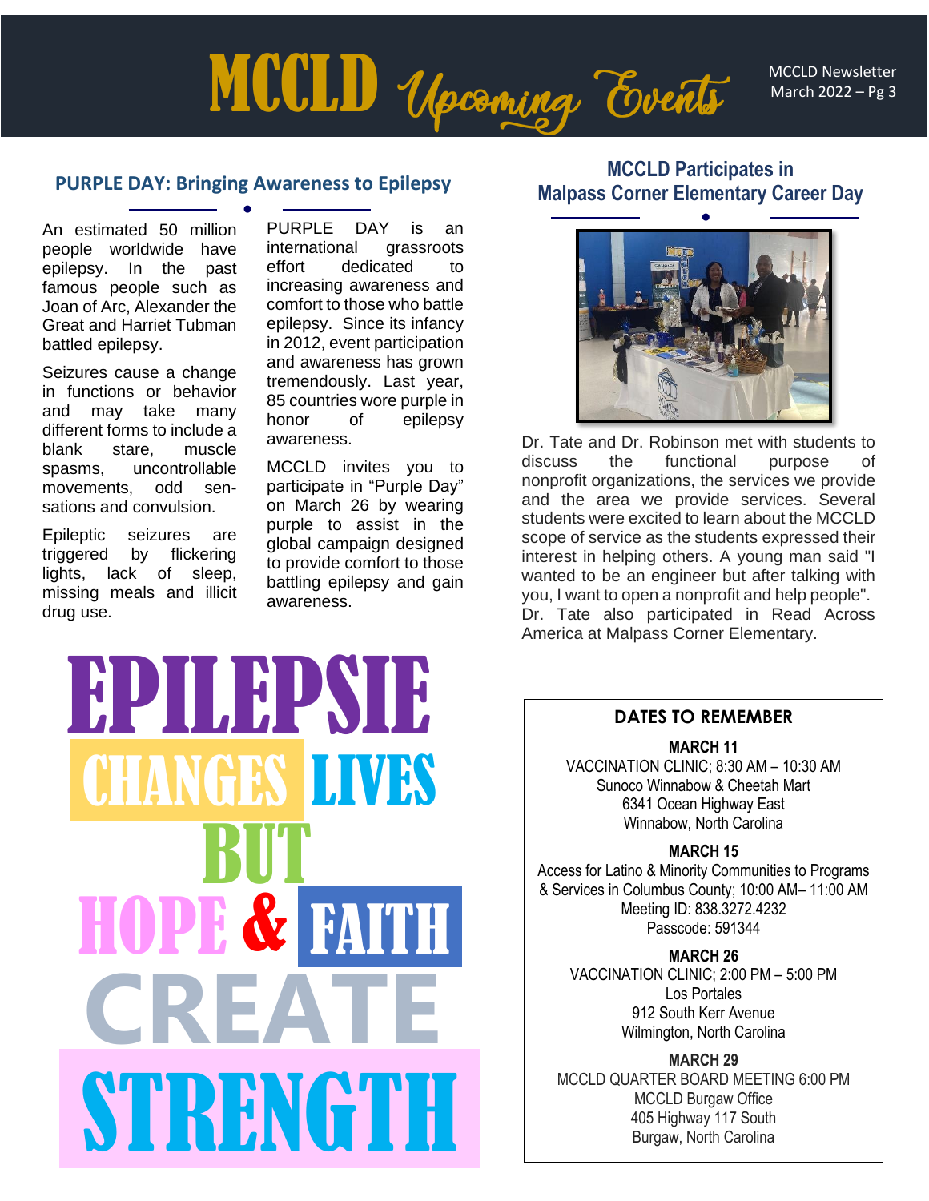# MCCLD Upcoming Events

## PURPLE DAY: Bringing Awareness to Epilepsy

An estimated 50 million people worldwide have epilepsy. In the past famous people such as Joan of Arc, Alexander the Great and Harriet Tubman battled epilepsy.

Seizures cause a change in functions or behavior and may take many different forms to include a blank stare, muscle spasms, uncontrollable movements, odd sensations and convulsion.

Epileptic seizures are triggered by flickering lights, lack of sleep, missing meals and illicit drug use.

PURPLE DAY is an international grassroots effort dedicated to increasing awareness and comfort to those who battle epilepsy. Since its infancy in 2012, event participation and awareness has grown tremendously. Last year, 85 countries wore purple in honor of epilepsy awareness.

MCCLD invites you to participate in "Purple Day" on March 26 by wearing purple to assist in the global campaign designed to provide comfort to those battling epilepsy and gain awareness.

EPILEPSIE CHANGES LIVES BUT HOPE & FAITH CREATE STRENGTH

## MCCLD Participates in Malpass Corner Elementary Career Day

Dr. Tate and Dr. Robinson met with students to discuss the functional purpose of nonprofit organizations, the services we provide and the area we provide services. Several students were excited to learn about the MCCLD scope of service as the students expressed their interest in helping others. A young man said "I wanted to be an engineer but after talking with you, I want to open a nonprofit and help people". Dr. Tate also participated in Read Across America at Malpass Corner Elementary.

## DATES TO REMEMBER

**MARCH 11**
VACCINATION CLINIC; 8:30 AM – 10:30 AM
Sunoco Winnabow & Cheetah Mart
6341 Ocean Highway East
Winnabow, North Carolina

**MARCH 15**
Access for Latino & Minority Communities to Programs & Services in Columbus County; 10:00 AM– 11:00 AM
Meeting ID: 838.3272.4232
Passcode: 591344

**MARCH 26**
VACCINATION CLINIC; 2:00 PM – 5:00 PM
Los Portales
912 South Kerr Avenue
Wilmington, North Carolina

**MARCH 29**
MCCLD QUARTER BOARD MEETING 6:00 PM
MCCLD Burgaw Office
405 Highway 117 South
Burgaw, North Carolina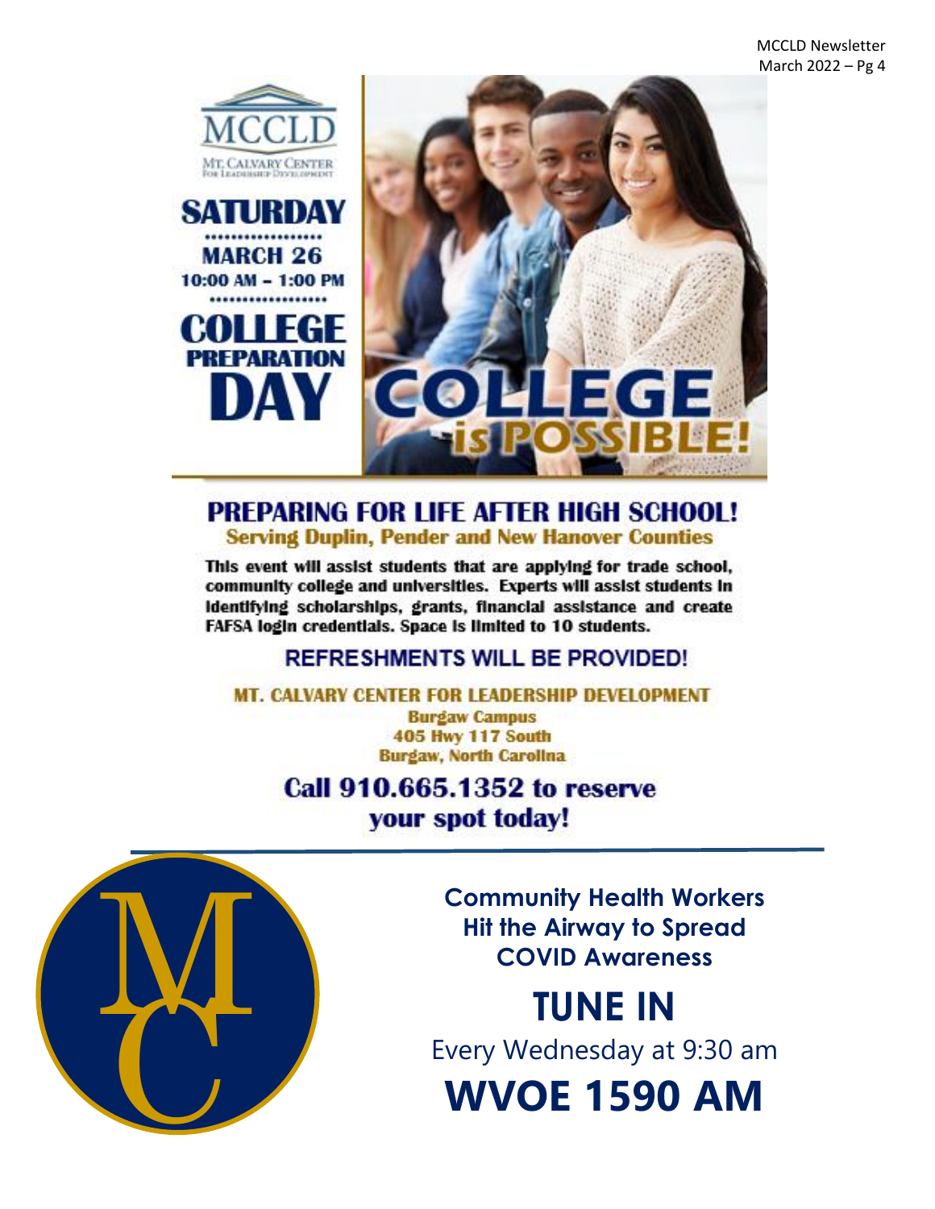MCCLD

MT. CALVARY CENTER FOR LEADERSHIP DEVELOPMENT

**SATURDAY**

**MARCH 26**

**10:00 AM – 1:00 PM**

# COLLEGE PREPARATION DAY

**COLLEGE is POSSIBLE!**

## PREPARING FOR LIFE AFTER HIGH SCHOOL!

**Serving Duplin, Pender and New Hanover Counties**

This event will assist students that are applying for trade school, community college and universities. Experts will assist students in identifying scholarships, grants, financial assistance and create FAFSA login credentials. Space is limited to 10 students.

**REFRESHMENTS WILL BE PROVIDED!**

**MT. CALVARY CENTER FOR LEADERSHIP DEVELOPMENT**

Burgaw Campus
405 Hwy 117 South
Burgaw, North Carolina

**Call 910.665.1352 to reserve your spot today!**

---

## Community Health Workers Hit the Airway to Spread COVID Awareness

# TUNE IN

Every Wednesday at 9:30 am

# WVOE 1590 AM